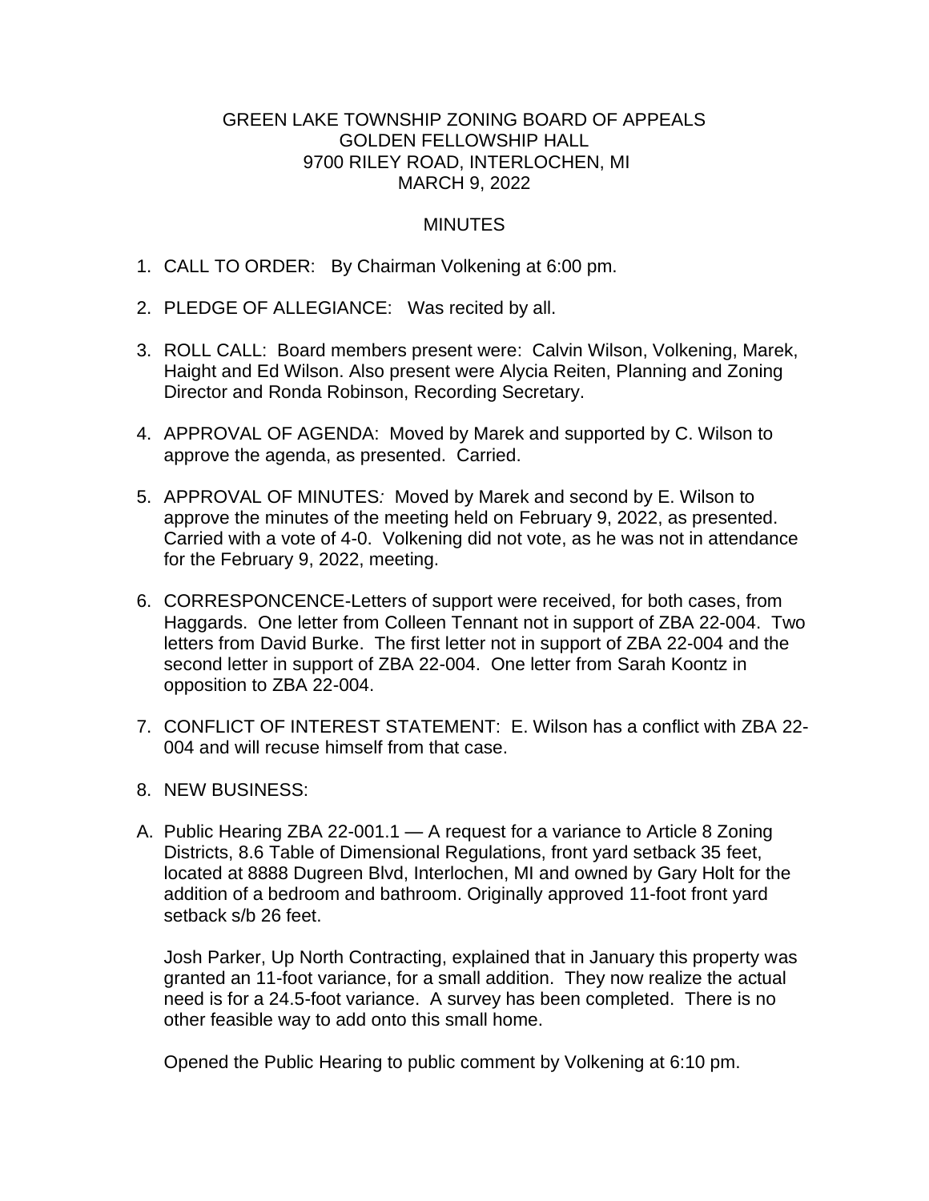GREEN LAKE TOWNSHIP ZONING BOARD OF APPEALS
GOLDEN FELLOWSHIP HALL
9700 RILEY ROAD, INTERLOCHEN, MI
MARCH 9, 2022

MINUTES

1. CALL TO ORDER: By Chairman Volkening at 6:00 pm.

2. PLEDGE OF ALLEGIANCE: Was recited by all.

3. ROLL CALL: Board members present were: Calvin Wilson, Volkening, Marek, Haight and Ed Wilson. Also present were Alycia Reiten, Planning and Zoning Director and Ronda Robinson, Recording Secretary.

4. APPROVAL OF AGENDA: Moved by Marek and supported by C. Wilson to approve the agenda, as presented. Carried.

5. APPROVAL OF MINUTES*:* Moved by Marek and second by E. Wilson to approve the minutes of the meeting held on February 9, 2022, as presented. Carried with a vote of 4-0. Volkening did not vote, as he was not in attendance for the February 9, 2022, meeting.

6. CORRESPONCENCE-Letters of support were received, for both cases, from Haggards. One letter from Colleen Tennant not in support of ZBA 22-004. Two letters from David Burke. The first letter not in support of ZBA 22-004 and the second letter in support of ZBA 22-004. One letter from Sarah Koontz in opposition to ZBA 22-004.

7. CONFLICT OF INTEREST STATEMENT: E. Wilson has a conflict with ZBA 22-004 and will recuse himself from that case.

8. NEW BUSINESS:

A. Public Hearing ZBA 22-001.1 — A request for a variance to Article 8 Zoning Districts, 8.6 Table of Dimensional Regulations, front yard setback 35 feet, located at 8888 Dugreen Blvd, Interlochen, MI and owned by Gary Holt for the addition of a bedroom and bathroom. Originally approved 11-foot front yard setback s/b 26 feet.

   Josh Parker, Up North Contracting, explained that in January this property was granted an 11-foot variance, for a small addition. They now realize the actual need is for a 24.5-foot variance. A survey has been completed. There is no other feasible way to add onto this small home.

   Opened the Public Hearing to public comment by Volkening at 6:10 pm.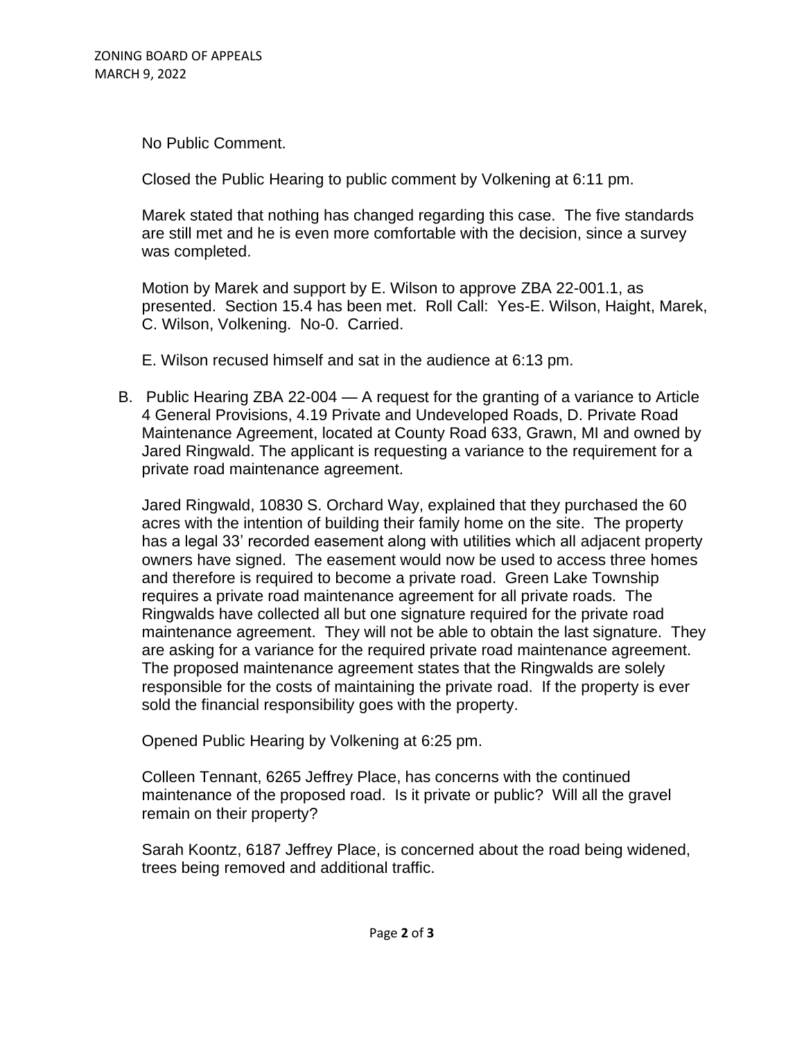No Public Comment.

Closed the Public Hearing to public comment by Volkening at 6:11 pm.

Marek stated that nothing has changed regarding this case. The five standards are still met and he is even more comfortable with the decision, since a survey was completed.

Motion by Marek and support by E. Wilson to approve ZBA 22-001.1, as presented. Section 15.4 has been met. Roll Call: Yes-E. Wilson, Haight, Marek, C. Wilson, Volkening. No-0. Carried.

E. Wilson recused himself and sat in the audience at 6:13 pm.

B. Public Hearing ZBA 22-004 — A request for the granting of a variance to Article 4 General Provisions, 4.19 Private and Undeveloped Roads, D. Private Road Maintenance Agreement, located at County Road 633, Grawn, MI and owned by Jared Ringwald. The applicant is requesting a variance to the requirement for a private road maintenance agreement.

Jared Ringwald, 10830 S. Orchard Way, explained that they purchased the 60 acres with the intention of building their family home on the site. The property has a legal 33' recorded easement along with utilities which all adjacent property owners have signed. The easement would now be used to access three homes and therefore is required to become a private road. Green Lake Township requires a private road maintenance agreement for all private roads. The Ringwalds have collected all but one signature required for the private road maintenance agreement. They will not be able to obtain the last signature. They are asking for a variance for the required private road maintenance agreement. The proposed maintenance agreement states that the Ringwalds are solely responsible for the costs of maintaining the private road. If the property is ever sold the financial responsibility goes with the property.

Opened Public Hearing by Volkening at 6:25 pm.

Colleen Tennant, 6265 Jeffrey Place, has concerns with the continued maintenance of the proposed road. Is it private or public? Will all the gravel remain on their property?

Sarah Koontz, 6187 Jeffrey Place, is concerned about the road being widened, trees being removed and additional traffic.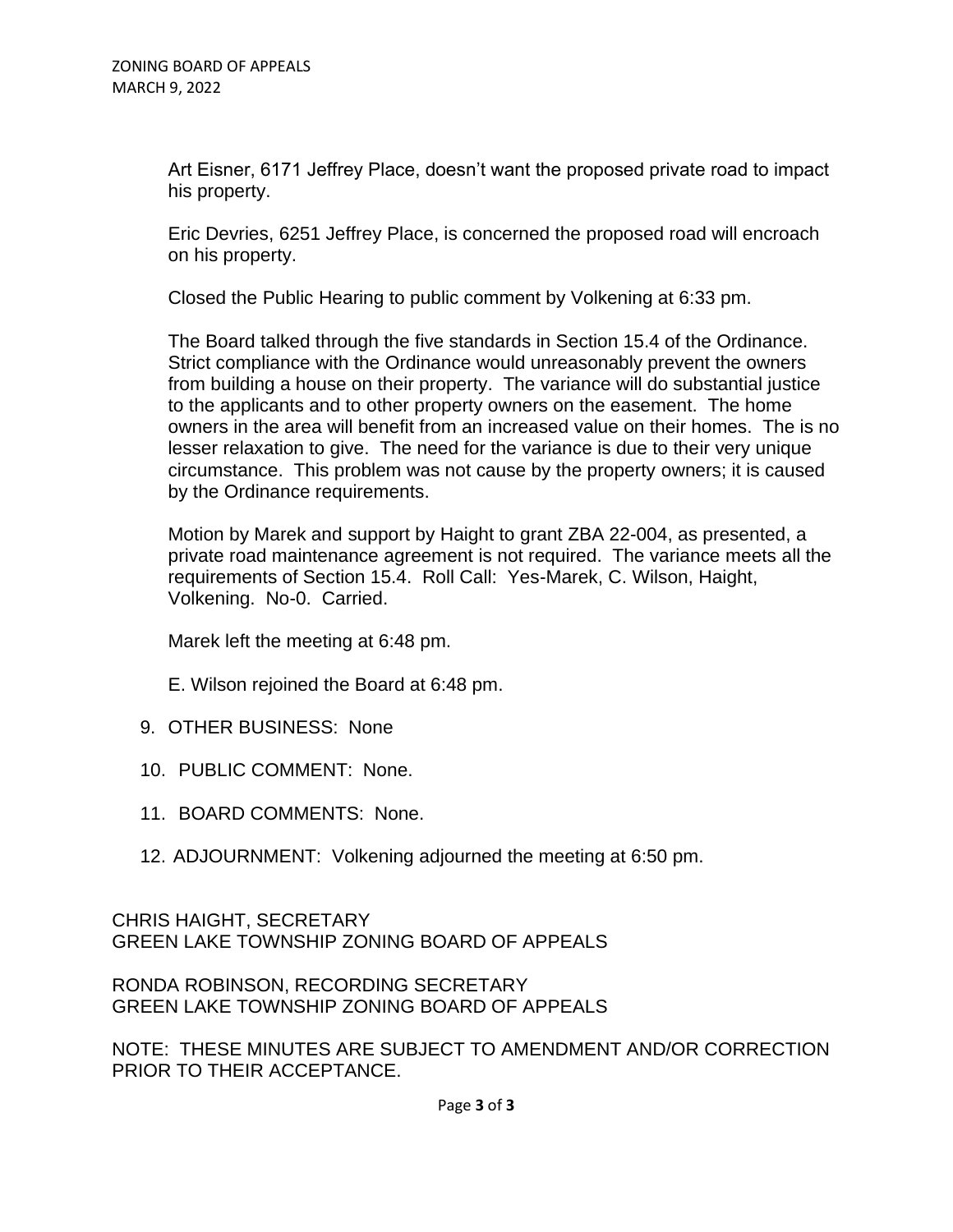Art Eisner, 6171 Jeffrey Place, doesn't want the proposed private road to impact his property.

Eric Devries, 6251 Jeffrey Place, is concerned the proposed road will encroach on his property.

Closed the Public Hearing to public comment by Volkening at 6:33 pm.

The Board talked through the five standards in Section 15.4 of the Ordinance. Strict compliance with the Ordinance would unreasonably prevent the owners from building a house on their property. The variance will do substantial justice to the applicants and to other property owners on the easement. The home owners in the area will benefit from an increased value on their homes. The is no lesser relaxation to give. The need for the variance is due to their very unique circumstance. This problem was not cause by the property owners; it is caused by the Ordinance requirements.

Motion by Marek and support by Haight to grant ZBA 22-004, as presented, a private road maintenance agreement is not required. The variance meets all the requirements of Section 15.4. Roll Call: Yes-Marek, C. Wilson, Haight, Volkening. No-0. Carried.

Marek left the meeting at 6:48 pm.

E. Wilson rejoined the Board at 6:48 pm.

9. OTHER BUSINESS: None

10. PUBLIC COMMENT: None.

11. BOARD COMMENTS: None.

12. ADJOURNMENT: Volkening adjourned the meeting at 6:50 pm.

CHRIS HAIGHT, SECRETARY
GREEN LAKE TOWNSHIP ZONING BOARD OF APPEALS

RONDA ROBINSON, RECORDING SECRETARY
GREEN LAKE TOWNSHIP ZONING BOARD OF APPEALS

NOTE: THESE MINUTES ARE SUBJECT TO AMENDMENT AND/OR CORRECTION PRIOR TO THEIR ACCEPTANCE.